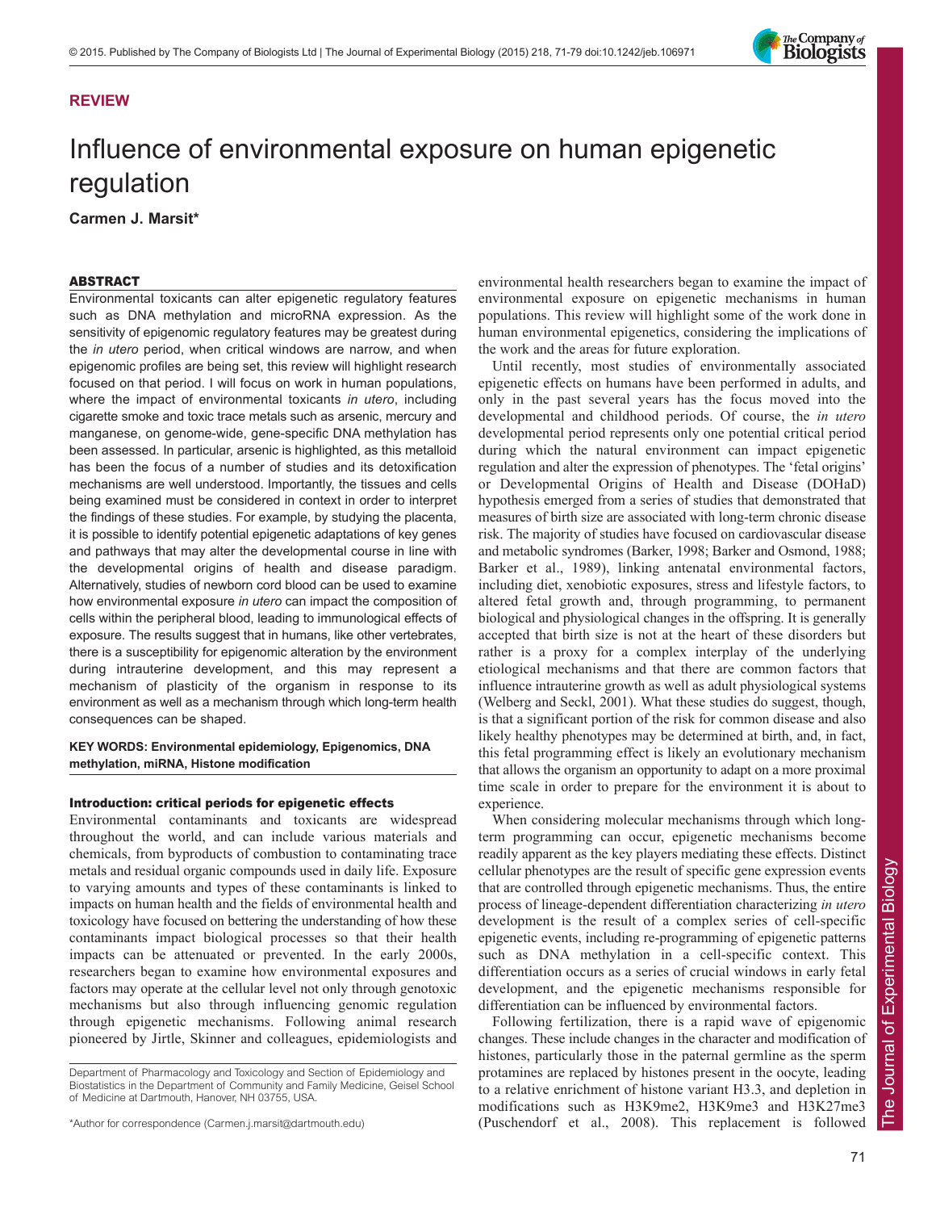REVIEW

# Influence of environmental exposure on human epigenetic regulation

**Carmen J. Marsit***

## ABSTRACT

Environmental toxicants can alter epigenetic regulatory features such as DNA methylation and microRNA expression. As the sensitivity of epigenomic regulatory features may be greatest during the *in utero* period, when critical windows are narrow, and when epigenomic profiles are being set, this review will highlight research focused on that period. I will focus on work in human populations, where the impact of environmental toxicants *in utero*, including cigarette smoke and toxic trace metals such as arsenic, mercury and manganese, on genome-wide, gene-specific DNA methylation has been assessed. In particular, arsenic is highlighted, as this metalloid has been the focus of a number of studies and its detoxification mechanisms are well understood. Importantly, the tissues and cells being examined must be considered in context in order to interpret the findings of these studies. For example, by studying the placenta, it is possible to identify potential epigenetic adaptations of key genes and pathways that may alter the developmental course in line with the developmental origins of health and disease paradigm. Alternatively, studies of newborn cord blood can be used to examine how environmental exposure *in utero* can impact the composition of cells within the peripheral blood, leading to immunological effects of exposure. The results suggest that in humans, like other vertebrates, there is a susceptibility for epigenomic alteration by the environment during intrauterine development, and this may represent a mechanism of plasticity of the organism in response to its environment as well as a mechanism through which long-term health consequences can be shaped.

**KEY WORDS: Environmental epidemiology, Epigenomics, DNA methylation, miRNA, Histone modification**

## Introduction: critical periods for epigenetic effects

Environmental contaminants and toxicants are widespread throughout the world, and can include various materials and chemicals, from byproducts of combustion to contaminating trace metals and residual organic compounds used in daily life. Exposure to varying amounts and types of these contaminants is linked to impacts on human health and the fields of environmental health and toxicology have focused on bettering the understanding of how these contaminants impact biological processes so that their health impacts can be attenuated or prevented. In the early 2000s, researchers began to examine how environmental exposures and factors may operate at the cellular level not only through genotoxic mechanisms but also through influencing genomic regulation through epigenetic mechanisms. Following animal research pioneered by Jirtle, Skinner and colleagues, epidemiologists and environmental health researchers began to examine the impact of environmental exposure on epigenetic mechanisms in human populations. This review will highlight some of the work done in human environmental epigenetics, considering the implications of the work and the areas for future exploration.

Until recently, most studies of environmentally associated epigenetic effects on humans have been performed in adults, and only in the past several years has the focus moved into the developmental and childhood periods. Of course, the *in utero* developmental period represents only one potential critical period during which the natural environment can impact epigenetic regulation and alter the expression of phenotypes. The 'fetal origins' or Developmental Origins of Health and Disease (DOHaD) hypothesis emerged from a series of studies that demonstrated that measures of birth size are associated with long-term chronic disease risk. The majority of studies have focused on cardiovascular disease and metabolic syndromes (Barker, 1998; Barker and Osmond, 1988; Barker et al., 1989), linking antenatal environmental factors, including diet, xenobiotic exposures, stress and lifestyle factors, to altered fetal growth and, through programming, to permanent biological and physiological changes in the offspring. It is generally accepted that birth size is not at the heart of these disorders but rather is a proxy for a complex interplay of the underlying etiological mechanisms and that there are common factors that influence intrauterine growth as well as adult physiological systems (Welberg and Seckl, 2001). What these studies do suggest, though, is that a significant portion of the risk for common disease and also likely healthy phenotypes may be determined at birth, and, in fact, this fetal programming effect is likely an evolutionary mechanism that allows the organism an opportunity to adapt on a more proximal time scale in order to prepare for the environment it is about to experience.

When considering molecular mechanisms through which long-term programming can occur, epigenetic mechanisms become readily apparent as the key players mediating these effects. Distinct cellular phenotypes are the result of specific gene expression events that are controlled through epigenetic mechanisms. Thus, the entire process of lineage-dependent differentiation characterizing *in utero* development is the result of a complex series of cell-specific epigenetic events, including re-programming of epigenetic patterns such as DNA methylation in a cell-specific context. This differentiation occurs as a series of crucial windows in early fetal development, and the epigenetic mechanisms responsible for differentiation can be influenced by environmental factors.

Following fertilization, there is a rapid wave of epigenomic changes. These include changes in the character and modification of histones, particularly those in the paternal germline as the sperm protamines are replaced by histones present in the oocyte, leading to a relative enrichment of histone variant H3.3, and depletion in modifications such as H3K9me2, H3K9me3 and H3K27me3 (Puschendorf et al., 2008). This replacement is followed

Department of Pharmacology and Toxicology and Section of Epidemiology and Biostatistics in the Department of Community and Family Medicine, Geisel School of Medicine at Dartmouth, Hanover, NH 03755, USA.

*Author for correspondence (Carmen.j.marsit@dartmouth.edu)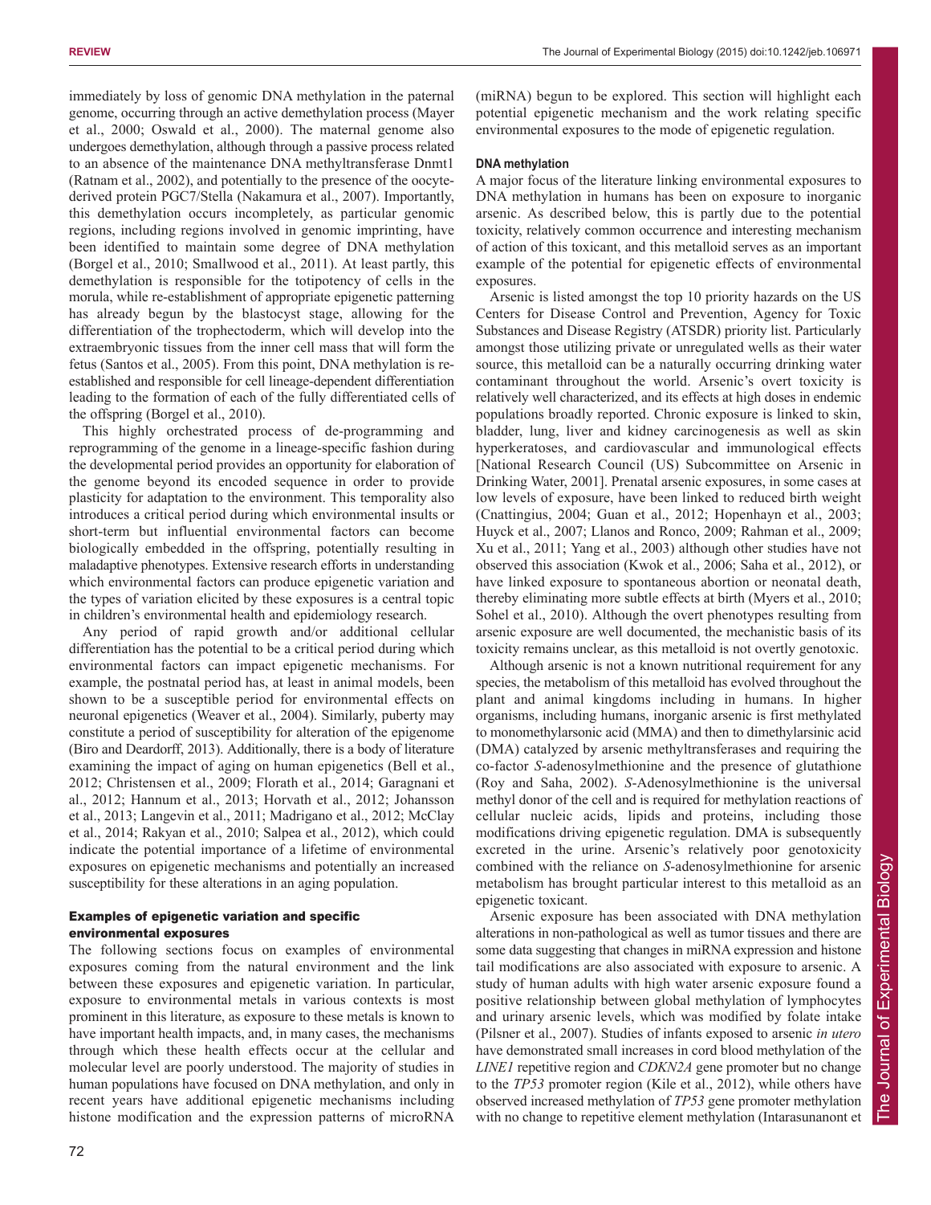immediately by loss of genomic DNA methylation in the paternal genome, occurring through an active demethylation process (Mayer et al., 2000; Oswald et al., 2000). The maternal genome also undergoes demethylation, although through a passive process related to an absence of the maintenance DNA methyltransferase Dnmt1 (Ratnam et al., 2002), and potentially to the presence of the oocyte-derived protein PGC7/Stella (Nakamura et al., 2007). Importantly, this demethylation occurs incompletely, as particular genomic regions, including regions involved in genomic imprinting, have been identified to maintain some degree of DNA methylation (Borgel et al., 2010; Smallwood et al., 2011). At least partly, this demethylation is responsible for the totipotency of cells in the morula, while re-establishment of appropriate epigenetic patterning has already begun by the blastocyst stage, allowing for the differentiation of the trophectoderm, which will develop into the extraembryonic tissues from the inner cell mass that will form the fetus (Santos et al., 2005). From this point, DNA methylation is re-established and responsible for cell lineage-dependent differentiation leading to the formation of each of the fully differentiated cells of the offspring (Borgel et al., 2010).

This highly orchestrated process of de-programming and reprogramming of the genome in a lineage-specific fashion during the developmental period provides an opportunity for elaboration of the genome beyond its encoded sequence in order to provide plasticity for adaptation to the environment. This temporality also introduces a critical period during which environmental insults or short-term but influential environmental factors can become biologically embedded in the offspring, potentially resulting in maladaptive phenotypes. Extensive research efforts in understanding which environmental factors can produce epigenetic variation and the types of variation elicited by these exposures is a central topic in children's environmental health and epidemiology research.

Any period of rapid growth and/or additional cellular differentiation has the potential to be a critical period during which environmental factors can impact epigenetic mechanisms. For example, the postnatal period has, at least in animal models, been shown to be a susceptible period for environmental effects on neuronal epigenetics (Weaver et al., 2004). Similarly, puberty may constitute a period of susceptibility for alteration of the epigenome (Biro and Deardorff, 2013). Additionally, there is a body of literature examining the impact of aging on human epigenetics (Bell et al., 2012; Christensen et al., 2009; Florath et al., 2014; Garagnani et al., 2012; Hannum et al., 2013; Horvath et al., 2012; Johansson et al., 2013; Langevin et al., 2011; Madrigano et al., 2012; McClay et al., 2014; Rakyan et al., 2010; Salpea et al., 2012), which could indicate the potential importance of a lifetime of environmental exposures on epigenetic mechanisms and potentially an increased susceptibility for these alterations in an aging population.

## Examples of epigenetic variation and specific environmental exposures

The following sections focus on examples of environmental exposures coming from the natural environment and the link between these exposures and epigenetic variation. In particular, exposure to environmental metals in various contexts is most prominent in this literature, as exposure to these metals is known to have important health impacts, and, in many cases, the mechanisms through which these health effects occur at the cellular and molecular level are poorly understood. The majority of studies in human populations have focused on DNA methylation, and only in recent years have additional epigenetic mechanisms including histone modification and the expression patterns of microRNA (miRNA) begun to be explored. This section will highlight each potential epigenetic mechanism and the work relating specific environmental exposures to the mode of epigenetic regulation.

### DNA methylation

A major focus of the literature linking environmental exposures to DNA methylation in humans has been on exposure to inorganic arsenic. As described below, this is partly due to the potential toxicity, relatively common occurrence and interesting mechanism of action of this toxicant, and this metalloid serves as an important example of the potential for epigenetic effects of environmental exposures.

Arsenic is listed amongst the top 10 priority hazards on the US Centers for Disease Control and Prevention, Agency for Toxic Substances and Disease Registry (ATSDR) priority list. Particularly amongst those utilizing private or unregulated wells as their water source, this metalloid can be a naturally occurring drinking water contaminant throughout the world. Arsenic's overt toxicity is relatively well characterized, and its effects at high doses in endemic populations broadly reported. Chronic exposure is linked to skin, bladder, lung, liver and kidney carcinogenesis as well as skin hyperkeratoses, and cardiovascular and immunological effects [National Research Council (US) Subcommittee on Arsenic in Drinking Water, 2001]. Prenatal arsenic exposures, in some cases at low levels of exposure, have been linked to reduced birth weight (Cnattingius, 2004; Guan et al., 2012; Hopenhayn et al., 2003; Huyck et al., 2007; Llanos and Ronco, 2009; Rahman et al., 2009; Xu et al., 2011; Yang et al., 2003) although other studies have not observed this association (Kwok et al., 2006; Saha et al., 2012), or have linked exposure to spontaneous abortion or neonatal death, thereby eliminating more subtle effects at birth (Myers et al., 2010; Sohel et al., 2010). Although the overt phenotypes resulting from arsenic exposure are well documented, the mechanistic basis of its toxicity remains unclear, as this metalloid is not overtly genotoxic.

Although arsenic is not a known nutritional requirement for any species, the metabolism of this metalloid has evolved throughout the plant and animal kingdoms including in humans. In higher organisms, including humans, inorganic arsenic is first methylated to monomethylarsonic acid (MMA) and then to dimethylarsinic acid (DMA) catalyzed by arsenic methyltransferases and requiring the co-factor *S*-adenosylmethionine and the presence of glutathione (Roy and Saha, 2002). *S*-Adenosylmethionine is the universal methyl donor of the cell and is required for methylation reactions of cellular nucleic acids, lipids and proteins, including those modifications driving epigenetic regulation. DMA is subsequently excreted in the urine. Arsenic's relatively poor genotoxicity combined with the reliance on *S*-adenosylmethionine for arsenic metabolism has brought particular interest to this metalloid as an epigenetic toxicant.

Arsenic exposure has been associated with DNA methylation alterations in non-pathological as well as tumor tissues and there are some data suggesting that changes in miRNA expression and histone tail modifications are also associated with exposure to arsenic. A study of human adults with high water arsenic exposure found a positive relationship between global methylation of lymphocytes and urinary arsenic levels, which was modified by folate intake (Pilsner et al., 2007). Studies of infants exposed to arsenic *in utero* have demonstrated small increases in cord blood methylation of the *LINE1* repetitive region and *CDKN2A* gene promoter but no change to the *TP53* promoter region (Kile et al., 2012), while others have observed increased methylation of *TP53* gene promoter methylation with no change to repetitive element methylation (Intarasunanont et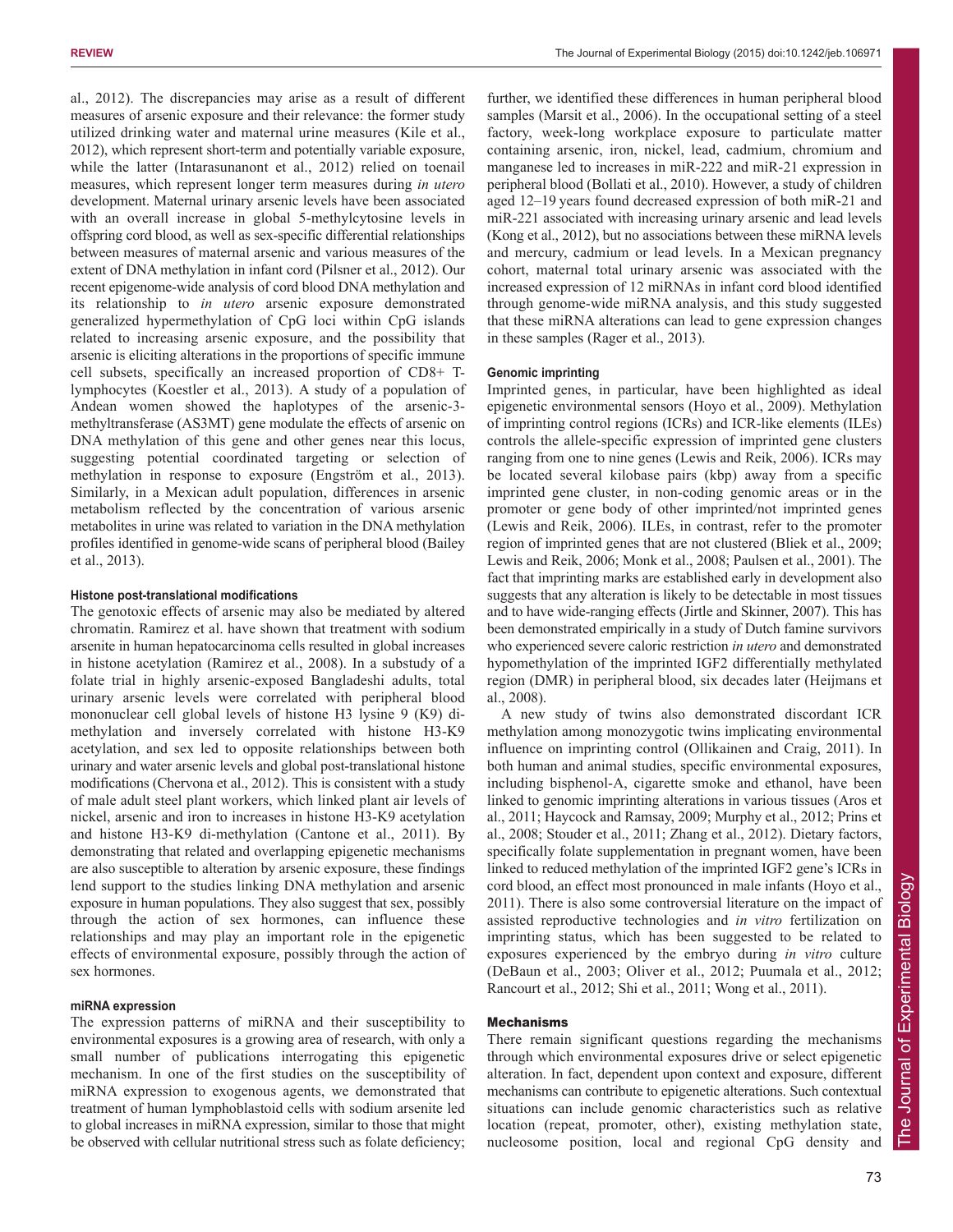al., 2012). The discrepancies may arise as a result of different measures of arsenic exposure and their relevance: the former study utilized drinking water and maternal urine measures (Kile et al., 2012), which represent short-term and potentially variable exposure, while the latter (Intarasunanont et al., 2012) relied on toenail measures, which represent longer term measures during *in utero* development. Maternal urinary arsenic levels have been associated with an overall increase in global 5-methylcytosine levels in offspring cord blood, as well as sex-specific differential relationships between measures of maternal arsenic and various measures of the extent of DNA methylation in infant cord (Pilsner et al., 2012). Our recent epigenome-wide analysis of cord blood DNA methylation and its relationship to *in utero* arsenic exposure demonstrated generalized hypermethylation of CpG loci within CpG islands related to increasing arsenic exposure, and the possibility that arsenic is eliciting alterations in the proportions of specific immune cell subsets, specifically an increased proportion of CD8+ T-lymphocytes (Koestler et al., 2013). A study of a population of Andean women showed the haplotypes of the arsenic-3-methyltransferase (AS3MT) gene modulate the effects of arsenic on DNA methylation of this gene and other genes near this locus, suggesting potential coordinated targeting or selection of methylation in response to exposure (Engström et al., 2013). Similarly, in a Mexican adult population, differences in arsenic metabolism reflected by the concentration of various arsenic metabolites in urine was related to variation in the DNA methylation profiles identified in genome-wide scans of peripheral blood (Bailey et al., 2013).

#### Histone post-translational modifications

The genotoxic effects of arsenic may also be mediated by altered chromatin. Ramirez et al. have shown that treatment with sodium arsenite in human hepatocarcinoma cells resulted in global increases in histone acetylation (Ramirez et al., 2008). In a substudy of a folate trial in highly arsenic-exposed Bangladeshi adults, total urinary arsenic levels were correlated with peripheral blood mononuclear cell global levels of histone H3 lysine 9 (K9) di-methylation and inversely correlated with histone H3-K9 acetylation, and sex led to opposite relationships between both urinary and water arsenic levels and global post-translational histone modifications (Chervona et al., 2012). This is consistent with a study of male adult steel plant workers, which linked plant air levels of nickel, arsenic and iron to increases in histone H3-K9 acetylation and histone H3-K9 di-methylation (Cantone et al., 2011). By demonstrating that related and overlapping epigenetic mechanisms are also susceptible to alteration by arsenic exposure, these findings lend support to the studies linking DNA methylation and arsenic exposure in human populations. They also suggest that sex, possibly through the action of sex hormones, can influence these relationships and may play an important role in the epigenetic effects of environmental exposure, possibly through the action of sex hormones.

#### miRNA expression

The expression patterns of miRNA and their susceptibility to environmental exposures is a growing area of research, with only a small number of publications interrogating this epigenetic mechanism. In one of the first studies on the susceptibility of miRNA expression to exogenous agents, we demonstrated that treatment of human lymphoblastoid cells with sodium arsenite led to global increases in miRNA expression, similar to those that might be observed with cellular nutritional stress such as folate deficiency; further, we identified these differences in human peripheral blood samples (Marsit et al., 2006). In the occupational setting of a steel factory, week-long workplace exposure to particulate matter containing arsenic, iron, nickel, lead, cadmium, chromium and manganese led to increases in miR-222 and miR-21 expression in peripheral blood (Bollati et al., 2010). However, a study of children aged 12–19 years found decreased expression of both miR-21 and miR-221 associated with increasing urinary arsenic and lead levels (Kong et al., 2012), but no associations between these miRNA levels and mercury, cadmium or lead levels. In a Mexican pregnancy cohort, maternal total urinary arsenic was associated with the increased expression of 12 miRNAs in infant cord blood identified through genome-wide miRNA analysis, and this study suggested that these miRNA alterations can lead to gene expression changes in these samples (Rager et al., 2013).

#### Genomic imprinting

Imprinted genes, in particular, have been highlighted as ideal epigenetic environmental sensors (Hoyo et al., 2009). Methylation of imprinting control regions (ICRs) and ICR-like elements (ILEs) controls the allele-specific expression of imprinted gene clusters ranging from one to nine genes (Lewis and Reik, 2006). ICRs may be located several kilobase pairs (kbp) away from a specific imprinted gene cluster, in non-coding genomic areas or in the promoter or gene body of other imprinted/not imprinted genes (Lewis and Reik, 2006). ILEs, in contrast, refer to the promoter region of imprinted genes that are not clustered (Bliek et al., 2009; Lewis and Reik, 2006; Monk et al., 2008; Paulsen et al., 2001). The fact that imprinting marks are established early in development also suggests that any alteration is likely to be detectable in most tissues and to have wide-ranging effects (Jirtle and Skinner, 2007). This has been demonstrated empirically in a study of Dutch famine survivors who experienced severe caloric restriction *in utero* and demonstrated hypomethylation of the imprinted IGF2 differentially methylated region (DMR) in peripheral blood, six decades later (Heijmans et al., 2008).

A new study of twins also demonstrated discordant ICR methylation among monozygotic twins implicating environmental influence on imprinting control (Ollikainen and Craig, 2011). In both human and animal studies, specific environmental exposures, including bisphenol-A, cigarette smoke and ethanol, have been linked to genomic imprinting alterations in various tissues (Aros et al., 2011; Haycock and Ramsay, 2009; Murphy et al., 2012; Prins et al., 2008; Stouder et al., 2011; Zhang et al., 2012). Dietary factors, specifically folate supplementation in pregnant women, have been linked to reduced methylation of the imprinted IGF2 gene's ICRs in cord blood, an effect most pronounced in male infants (Hoyo et al., 2011). There is also some controversial literature on the impact of assisted reproductive technologies and *in vitro* fertilization on imprinting status, which has been suggested to be related to exposures experienced by the embryo during *in vitro* culture (DeBaun et al., 2003; Oliver et al., 2012; Puumala et al., 2012; Rancourt et al., 2012; Shi et al., 2011; Wong et al., 2011).

## Mechanisms

There remain significant questions regarding the mechanisms through which environmental exposures drive or select epigenetic alteration. In fact, dependent upon context and exposure, different mechanisms can contribute to epigenetic alterations. Such contextual situations can include genomic characteristics such as relative location (repeat, promoter, other), existing methylation state, nucleosome position, local and regional CpG density and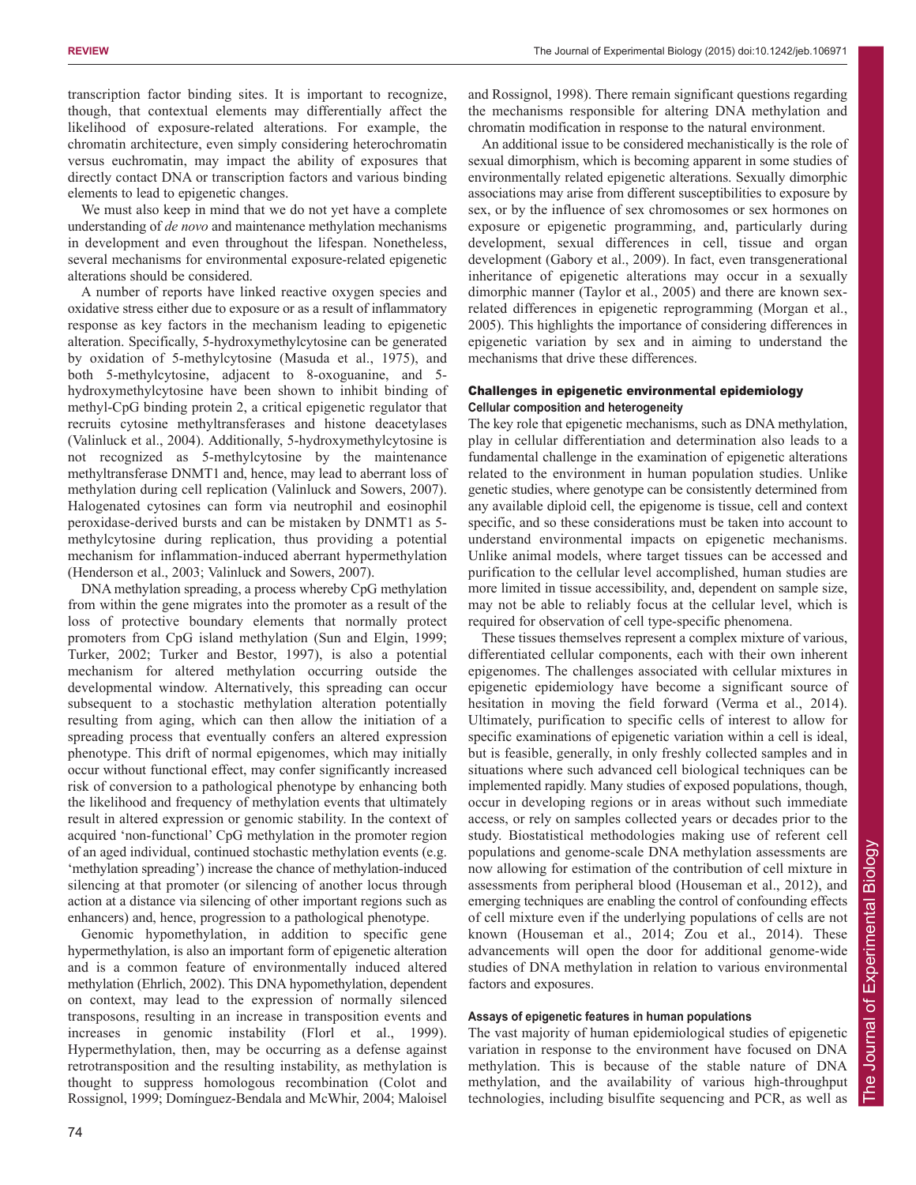transcription factor binding sites. It is important to recognize, though, that contextual elements may differentially affect the likelihood of exposure-related alterations. For example, the chromatin architecture, even simply considering heterochromatin versus euchromatin, may impact the ability of exposures that directly contact DNA or transcription factors and various binding elements to lead to epigenetic changes.

We must also keep in mind that we do not yet have a complete understanding of *de novo* and maintenance methylation mechanisms in development and even throughout the lifespan. Nonetheless, several mechanisms for environmental exposure-related epigenetic alterations should be considered.

A number of reports have linked reactive oxygen species and oxidative stress either due to exposure or as a result of inflammatory response as key factors in the mechanism leading to epigenetic alteration. Specifically, 5-hydroxymethylcytosine can be generated by oxidation of 5-methylcytosine (Masuda et al., 1975), and both 5-methylcytosine, adjacent to 8-oxoguanine, and 5-hydroxymethylcytosine have been shown to inhibit binding of methyl-CpG binding protein 2, a critical epigenetic regulator that recruits cytosine methyltransferases and histone deacetylases (Valinluck et al., 2004). Additionally, 5-hydroxymethylcytosine is not recognized as 5-methylcytosine by the maintenance methyltransferase DNMT1 and, hence, may lead to aberrant loss of methylation during cell replication (Valinluck and Sowers, 2007). Halogenated cytosines can form via neutrophil and eosinophil peroxidase-derived bursts and can be mistaken by DNMT1 as 5-methylcytosine during replication, thus providing a potential mechanism for inflammation-induced aberrant hypermethylation (Henderson et al., 2003; Valinluck and Sowers, 2007).

DNA methylation spreading, a process whereby CpG methylation from within the gene migrates into the promoter as a result of the loss of protective boundary elements that normally protect promoters from CpG island methylation (Sun and Elgin, 1999; Turker, 2002; Turker and Bestor, 1997), is also a potential mechanism for altered methylation occurring outside the developmental window. Alternatively, this spreading can occur subsequent to a stochastic methylation alteration potentially resulting from aging, which can then allow the initiation of a spreading process that eventually confers an altered expression phenotype. This drift of normal epigenomes, which may initially occur without functional effect, may confer significantly increased risk of conversion to a pathological phenotype by enhancing both the likelihood and frequency of methylation events that ultimately result in altered expression or genomic stability. In the context of acquired 'non-functional' CpG methylation in the promoter region of an aged individual, continued stochastic methylation events (e.g. 'methylation spreading') increase the chance of methylation-induced silencing at that promoter (or silencing of another locus through action at a distance via silencing of other important regions such as enhancers) and, hence, progression to a pathological phenotype.

Genomic hypomethylation, in addition to specific gene hypermethylation, is also an important form of epigenetic alteration and is a common feature of environmentally induced altered methylation (Ehrlich, 2002). This DNA hypomethylation, dependent on context, may lead to the expression of normally silenced transposons, resulting in an increase in transposition events and increases in genomic instability (Florl et al., 1999). Hypermethylation, then, may be occurring as a defense against retrotransposition and the resulting instability, as methylation is thought to suppress homologous recombination (Colot and Rossignol, 1999; Domínguez-Bendala and McWhir, 2004; Maloisel and Rossignol, 1998). There remain significant questions regarding the mechanisms responsible for altering DNA methylation and chromatin modification in response to the natural environment.

An additional issue to be considered mechanistically is the role of sexual dimorphism, which is becoming apparent in some studies of environmentally related epigenetic alterations. Sexually dimorphic associations may arise from different susceptibilities to exposure by sex, or by the influence of sex chromosomes or sex hormones on exposure or epigenetic programming, and, particularly during development, sexual differences in cell, tissue and organ development (Gabory et al., 2009). In fact, even transgenerational inheritance of epigenetic alterations may occur in a sexually dimorphic manner (Taylor et al., 2005) and there are known sex-related differences in epigenetic reprogramming (Morgan et al., 2005). This highlights the importance of considering differences in epigenetic variation by sex and in aiming to understand the mechanisms that drive these differences.

## Challenges in epigenetic environmental epidemiology

### Cellular composition and heterogeneity

The key role that epigenetic mechanisms, such as DNA methylation, play in cellular differentiation and determination also leads to a fundamental challenge in the examination of epigenetic alterations related to the environment in human population studies. Unlike genetic studies, where genotype can be consistently determined from any available diploid cell, the epigenome is tissue, cell and context specific, and so these considerations must be taken into account to understand environmental impacts on epigenetic mechanisms. Unlike animal models, where target tissues can be accessed and purification to the cellular level accomplished, human studies are more limited in tissue accessibility, and, dependent on sample size, may not be able to reliably focus at the cellular level, which is required for observation of cell type-specific phenomena.

These tissues themselves represent a complex mixture of various, differentiated cellular components, each with their own inherent epigenomes. The challenges associated with cellular mixtures in epigenetic epidemiology have become a significant source of hesitation in moving the field forward (Verma et al., 2014). Ultimately, purification to specific cells of interest to allow for specific examinations of epigenetic variation within a cell is ideal, but is feasible, generally, in only freshly collected samples and in situations where such advanced cell biological techniques can be implemented rapidly. Many studies of exposed populations, though, occur in developing regions or in areas without such immediate access, or rely on samples collected years or decades prior to the study. Biostatistical methodologies making use of referent cell populations and genome-scale DNA methylation assessments are now allowing for estimation of the contribution of cell mixture in assessments from peripheral blood (Houseman et al., 2012), and emerging techniques are enabling the control of confounding effects of cell mixture even if the underlying populations of cells are not known (Houseman et al., 2014; Zou et al., 2014). These advancements will open the door for additional genome-wide studies of DNA methylation in relation to various environmental factors and exposures.

### Assays of epigenetic features in human populations

The vast majority of human epidemiological studies of epigenetic variation in response to the environment have focused on DNA methylation. This is because of the stable nature of DNA methylation, and the availability of various high-throughput technologies, including bisulfite sequencing and PCR, as well as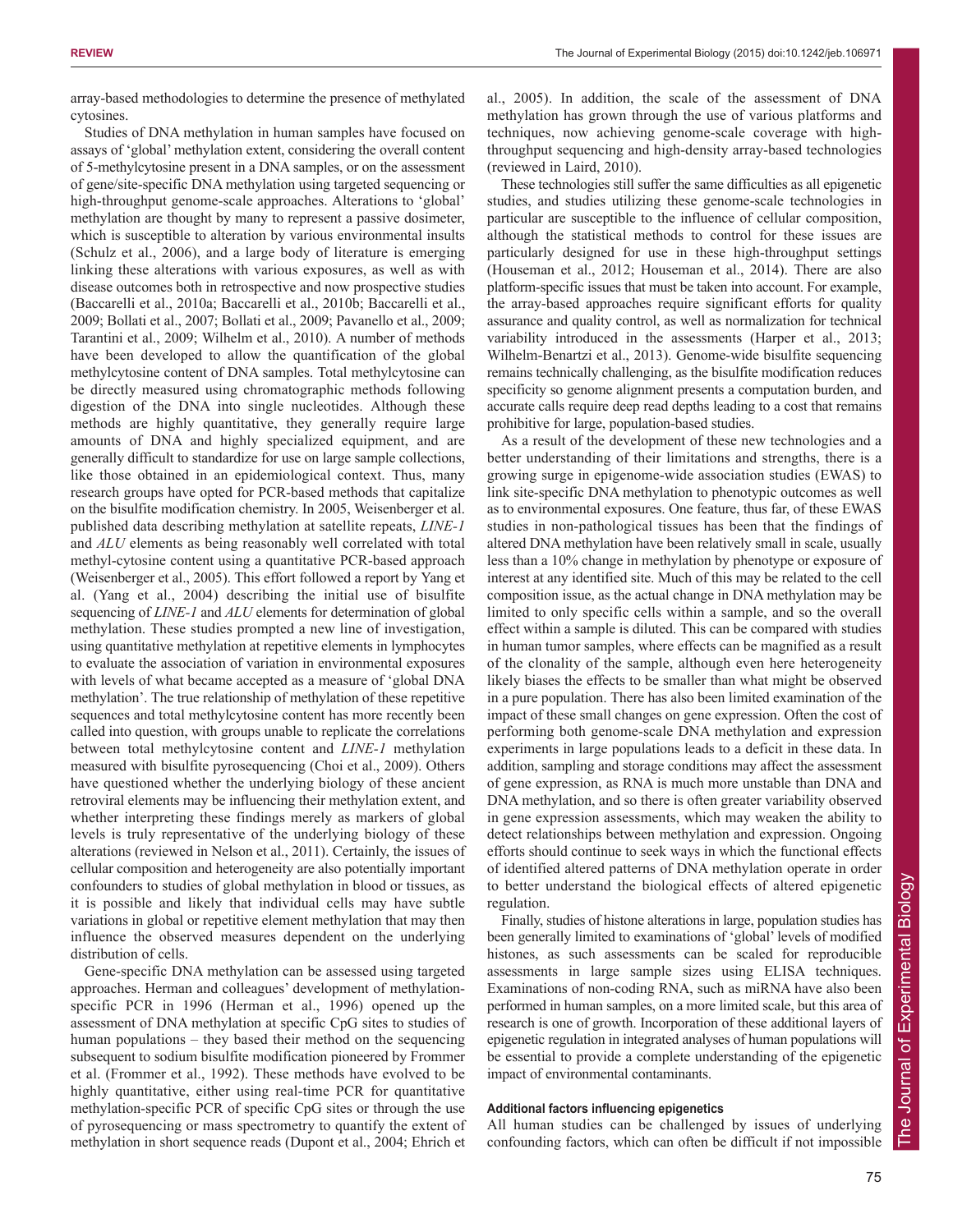array-based methodologies to determine the presence of methylated cytosines.

Studies of DNA methylation in human samples have focused on assays of 'global' methylation extent, considering the overall content of 5-methylcytosine present in a DNA samples, or on the assessment of gene/site-specific DNA methylation using targeted sequencing or high-throughput genome-scale approaches. Alterations to 'global' methylation are thought by many to represent a passive dosimeter, which is susceptible to alteration by various environmental insults (Schulz et al., 2006), and a large body of literature is emerging linking these alterations with various exposures, as well as with disease outcomes both in retrospective and now prospective studies (Baccarelli et al., 2010a; Baccarelli et al., 2010b; Baccarelli et al., 2009; Bollati et al., 2007; Bollati et al., 2009; Pavanello et al., 2009; Tarantini et al., 2009; Wilhelm et al., 2010). A number of methods have been developed to allow the quantification of the global methylcytosine content of DNA samples. Total methylcytosine can be directly measured using chromatographic methods following digestion of the DNA into single nucleotides. Although these methods are highly quantitative, they generally require large amounts of DNA and highly specialized equipment, and are generally difficult to standardize for use on large sample collections, like those obtained in an epidemiological context. Thus, many research groups have opted for PCR-based methods that capitalize on the bisulfite modification chemistry. In 2005, Weisenberger et al. published data describing methylation at satellite repeats, *LINE-1* and *ALU* elements as being reasonably well correlated with total methyl-cytosine content using a quantitative PCR-based approach (Weisenberger et al., 2005). This effort followed a report by Yang et al. (Yang et al., 2004) describing the initial use of bisulfite sequencing of *LINE-1* and *ALU* elements for determination of global methylation. These studies prompted a new line of investigation, using quantitative methylation at repetitive elements in lymphocytes to evaluate the association of variation in environmental exposures with levels of what became accepted as a measure of 'global DNA methylation'. The true relationship of methylation of these repetitive sequences and total methylcytosine content has more recently been called into question, with groups unable to replicate the correlations between total methylcytosine content and *LINE-1* methylation measured with bisulfite pyrosequencing (Choi et al., 2009). Others have questioned whether the underlying biology of these ancient retroviral elements may be influencing their methylation extent, and whether interpreting these findings merely as markers of global levels is truly representative of the underlying biology of these alterations (reviewed in Nelson et al., 2011). Certainly, the issues of cellular composition and heterogeneity are also potentially important confounders to studies of global methylation in blood or tissues, as it is possible and likely that individual cells may have subtle variations in global or repetitive element methylation that may then influence the observed measures dependent on the underlying distribution of cells.

Gene-specific DNA methylation can be assessed using targeted approaches. Herman and colleagues' development of methylation-specific PCR in 1996 (Herman et al., 1996) opened up the assessment of DNA methylation at specific CpG sites to studies of human populations – they based their method on the sequencing subsequent to sodium bisulfite modification pioneered by Frommer et al. (Frommer et al., 1992). These methods have evolved to be highly quantitative, either using real-time PCR for quantitative methylation-specific PCR of specific CpG sites or through the use of pyrosequencing or mass spectrometry to quantify the extent of methylation in short sequence reads (Dupont et al., 2004; Ehrich et al., 2005). In addition, the scale of the assessment of DNA methylation has grown through the use of various platforms and techniques, now achieving genome-scale coverage with high-throughput sequencing and high-density array-based technologies (reviewed in Laird, 2010).

These technologies still suffer the same difficulties as all epigenetic studies, and studies utilizing these genome-scale technologies in particular are susceptible to the influence of cellular composition, although the statistical methods to control for these issues are particularly designed for use in these high-throughput settings (Houseman et al., 2012; Houseman et al., 2014). There are also platform-specific issues that must be taken into account. For example, the array-based approaches require significant efforts for quality assurance and quality control, as well as normalization for technical variability introduced in the assessments (Harper et al., 2013; Wilhelm-Benartzi et al., 2013). Genome-wide bisulfite sequencing remains technically challenging, as the bisulfite modification reduces specificity so genome alignment presents a computation burden, and accurate calls require deep read depths leading to a cost that remains prohibitive for large, population-based studies.

As a result of the development of these new technologies and a better understanding of their limitations and strengths, there is a growing surge in epigenome-wide association studies (EWAS) to link site-specific DNA methylation to phenotypic outcomes as well as to environmental exposures. One feature, thus far, of these EWAS studies in non-pathological tissues has been that the findings of altered DNA methylation have been relatively small in scale, usually less than a 10% change in methylation by phenotype or exposure of interest at any identified site. Much of this may be related to the cell composition issue, as the actual change in DNA methylation may be limited to only specific cells within a sample, and so the overall effect within a sample is diluted. This can be compared with studies in human tumor samples, where effects can be magnified as a result of the clonality of the sample, although even here heterogeneity likely biases the effects to be smaller than what might be observed in a pure population. There has also been limited examination of the impact of these small changes on gene expression. Often the cost of performing both genome-scale DNA methylation and expression experiments in large populations leads to a deficit in these data. In addition, sampling and storage conditions may affect the assessment of gene expression, as RNA is much more unstable than DNA and DNA methylation, and so there is often greater variability observed in gene expression assessments, which may weaken the ability to detect relationships between methylation and expression. Ongoing efforts should continue to seek ways in which the functional effects of identified altered patterns of DNA methylation operate in order to better understand the biological effects of altered epigenetic regulation.

Finally, studies of histone alterations in large, population studies has been generally limited to examinations of 'global' levels of modified histones, as such assessments can be scaled for reproducible assessments in large sample sizes using ELISA techniques. Examinations of non-coding RNA, such as miRNA have also been performed in human samples, on a more limited scale, but this area of research is one of growth. Incorporation of these additional layers of epigenetic regulation in integrated analyses of human populations will be essential to provide a complete understanding of the epigenetic impact of environmental contaminants.

#### Additional factors influencing epigenetics

All human studies can be challenged by issues of underlying confounding factors, which can often be difficult if not impossible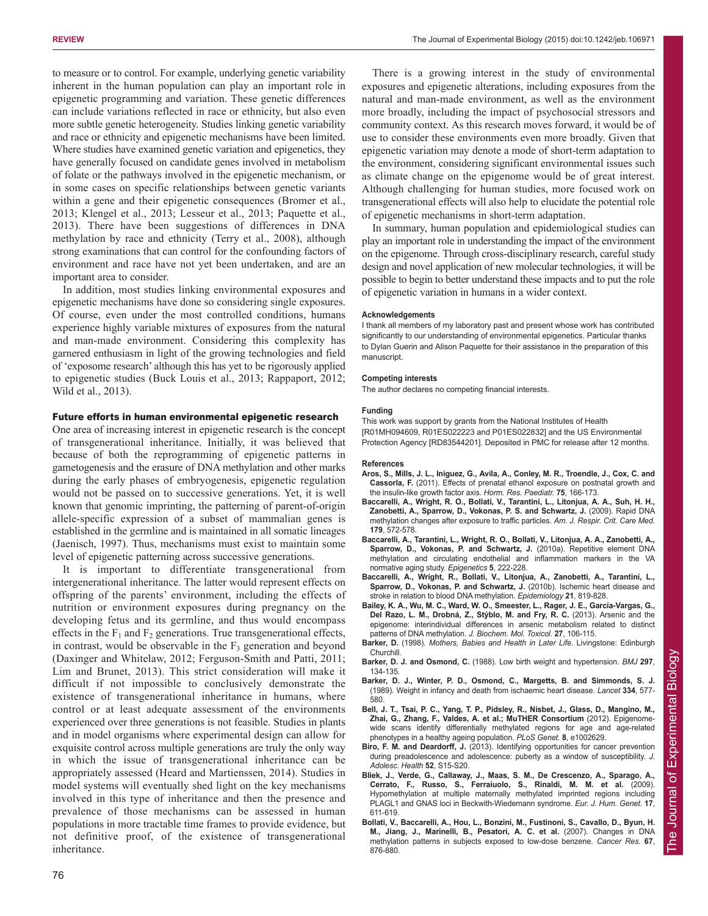to measure or to control. For example, underlying genetic variability inherent in the human population can play an important role in epigenetic programming and variation. These genetic differences can include variations reflected in race or ethnicity, but also even more subtle genetic heterogeneity. Studies linking genetic variability and race or ethnicity and epigenetic mechanisms have been limited. Where studies have examined genetic variation and epigenetics, they have generally focused on candidate genes involved in metabolism of folate or the pathways involved in the epigenetic mechanism, or in some cases on specific relationships between genetic variants within a gene and their epigenetic consequences (Bromer et al., 2013; Klengel et al., 2013; Lesseur et al., 2013; Paquette et al., 2013). There have been suggestions of differences in DNA methylation by race and ethnicity (Terry et al., 2008), although strong examinations that can control for the confounding factors of environment and race have not yet been undertaken, and are an important area to consider.

In addition, most studies linking environmental exposures and epigenetic mechanisms have done so considering single exposures. Of course, even under the most controlled conditions, humans experience highly variable mixtures of exposures from the natural and man-made environment. Considering this complexity has garnered enthusiasm in light of the growing technologies and field of 'exposome research' although this has yet to be rigorously applied to epigenetic studies (Buck Louis et al., 2013; Rappaport, 2012; Wild et al., 2013).

## Future efforts in human environmental epigenetic research

One area of increasing interest in epigenetic research is the concept of transgenerational inheritance. Initially, it was believed that because of both the reprogramming of epigenetic patterns in gametogenesis and the erasure of DNA methylation and other marks during the early phases of embryogenesis, epigenetic regulation would not be passed on to successive generations. Yet, it is well known that genomic imprinting, the patterning of parent-of-origin allele-specific expression of a subset of mammalian genes is established in the germline and is maintained in all somatic lineages (Jaenisch, 1997). Thus, mechanisms must exist to maintain some level of epigenetic patterning across successive generations.

It is important to differentiate transgenerational from intergenerational inheritance. The latter would represent effects on offspring of the parents' environment, including the effects of nutrition or environment exposures during pregnancy on the developing fetus and its germline, and thus would encompass effects in the $F_1$ and $F_2$ generations. True transgenerational effects, in contrast, would be observable in the $F_3$ generation and beyond (Daxinger and Whitelaw, 2012; Ferguson-Smith and Patti, 2011; Lim and Brunet, 2013). This strict consideration will make it difficult if not impossible to conclusively demonstrate the existence of transgenerational inheritance in humans, where control or at least adequate assessment of the environments experienced over three generations is not feasible. Studies in plants and in model organisms where experimental design can allow for exquisite control across multiple generations are truly the only way in which the issue of transgenerational inheritance can be appropriately assessed (Heard and Martienssen, 2014). Studies in model systems will eventually shed light on the key mechanisms involved in this type of inheritance and then the presence and prevalence of those mechanisms can be assessed in human populations in more tractable time frames to provide evidence, but not definitive proof, of the existence of transgenerational inheritance.

There is a growing interest in the study of environmental exposures and epigenetic alterations, including exposures from the natural and man-made environment, as well as the environment more broadly, including the impact of psychosocial stressors and community context. As this research moves forward, it would be of use to consider these environments even more broadly. Given that epigenetic variation may denote a mode of short-term adaptation to the environment, considering significant environmental issues such as climate change on the epigenome would be of great interest. Although challenging for human studies, more focused work on transgenerational effects will also help to elucidate the potential role of epigenetic mechanisms in short-term adaptation.

In summary, human population and epidemiological studies can play an important role in understanding the impact of the environment on the epigenome. Through cross-disciplinary research, careful study design and novel application of new molecular technologies, it will be possible to begin to better understand these impacts and to put the role of epigenetic variation in humans in a wider context.

#### Acknowledgements

I thank all members of my laboratory past and present whose work has contributed significantly to our understanding of environmental epigenetics. Particular thanks to Dylan Guerin and Alison Paquette for their assistance in the preparation of this manuscript.

#### Competing interests

The author declares no competing financial interests.

#### Funding

This work was support by grants from the National Institutes of Health [R01MH094609, R01ES022223 and P01ES022832] and the US Environmental Protection Agency [RD83544201]. Deposited in PMC for release after 12 months.

#### References

**Aros, S., Mills, J. L., Iniguez, G., Avila, A., Conley, M. R., Troendle, J., Cox, C. and Cassorla, F.** (2011). Effects of prenatal ethanol exposure on postnatal growth and the insulin-like growth factor axis. *Horm. Res. Paediatr.* **75**, 166-173.

**Baccarelli, A., Wright, R. O., Bollati, V., Tarantini, L., Litonjua, A. A., Suh, H. H., Zanobetti, A., Sparrow, D., Vokonas, P. S. and Schwartz, J.** (2009). Rapid DNA methylation changes after exposure to traffic particles. *Am. J. Respir. Crit. Care Med.* **179**, 572-578.

**Baccarelli, A., Tarantini, L., Wright, R. O., Bollati, V., Litonjua, A. A., Zanobetti, A., Sparrow, D., Vokonas, P. and Schwartz, J.** (2010a). Repetitive element DNA methylation and circulating endothelial and inflammation markers in the VA normative aging study. *Epigenetics* **5**, 222-228.

**Baccarelli, A., Wright, R., Bollati, V., Litonjua, A., Zanobetti, A., Tarantini, L., Sparrow, D., Vokonas, P. and Schwartz, J.** (2010b). Ischemic heart disease and stroke in relation to blood DNA methylation. *Epidemiology* **21**, 819-828.

**Bailey, K. A., Wu, M. C., Ward, W. O., Smeester, L., Rager, J. E., García-Vargas, G., Del Razo, L. M., Drobná, Z., Stýblo, M. and Fry, R. C.** (2013). Arsenic and the epigenome: interindividual differences in arsenic metabolism related to distinct patterns of DNA methylation. *J. Biochem. Mol. Toxicol.* **27**, 106-115.

**Barker, D.** (1998). *Mothers, Babies and Health in Later Life*. Livingstone: Edinburgh Churchill.

**Barker, D. J. and Osmond, C.** (1988). Low birth weight and hypertension. *BMJ* **297**, 134-135.

**Barker, D. J., Winter, P. D., Osmond, C., Margetts, B. and Simmonds, S. J.** (1989). Weight in infancy and death from ischaemic heart disease. *Lancet* **334**, 577-580.

**Bell, J. T., Tsai, P. C., Yang, T. P., Pidsley, R., Nisbet, J., Glass, D., Mangino, M., Zhai, G., Zhang, F., Valdes, A. et al.; MuTHER Consortium** (2012). Epigenome-wide scans identify differentially methylated regions for age and age-related phenotypes in a healthy ageing population. *PLoS Genet.* **8**, e1002629.

**Biro, F. M. and Deardorff, J.** (2013). Identifying opportunities for cancer prevention during preadolescence and adolescence: puberty as a window of susceptibility. *J. Adolesc. Health* **52**, S15-S20.

**Bliek, J., Verde, G., Callaway, J., Maas, S. M., De Crescenzo, A., Sparago, A., Cerrato, F., Russo, S., Ferraiuolo, S., Rinaldi, M. M. et al.** (2009). Hypomethylation at multiple maternally methylated imprinted regions including PLAGL1 and GNAS loci in Beckwith-Wiedemann syndrome. *Eur. J. Hum. Genet.* **17**, 611-619.

**Bollati, V., Baccarelli, A., Hou, L., Bonzini, M., Fustinoni, S., Cavallo, D., Byun, H. M., Jiang, J., Marinelli, B., Pesatori, A. C. et al.** (2007). Changes in DNA methylation patterns in subjects exposed to low-dose benzene. *Cancer Res.* **67**, 876-880.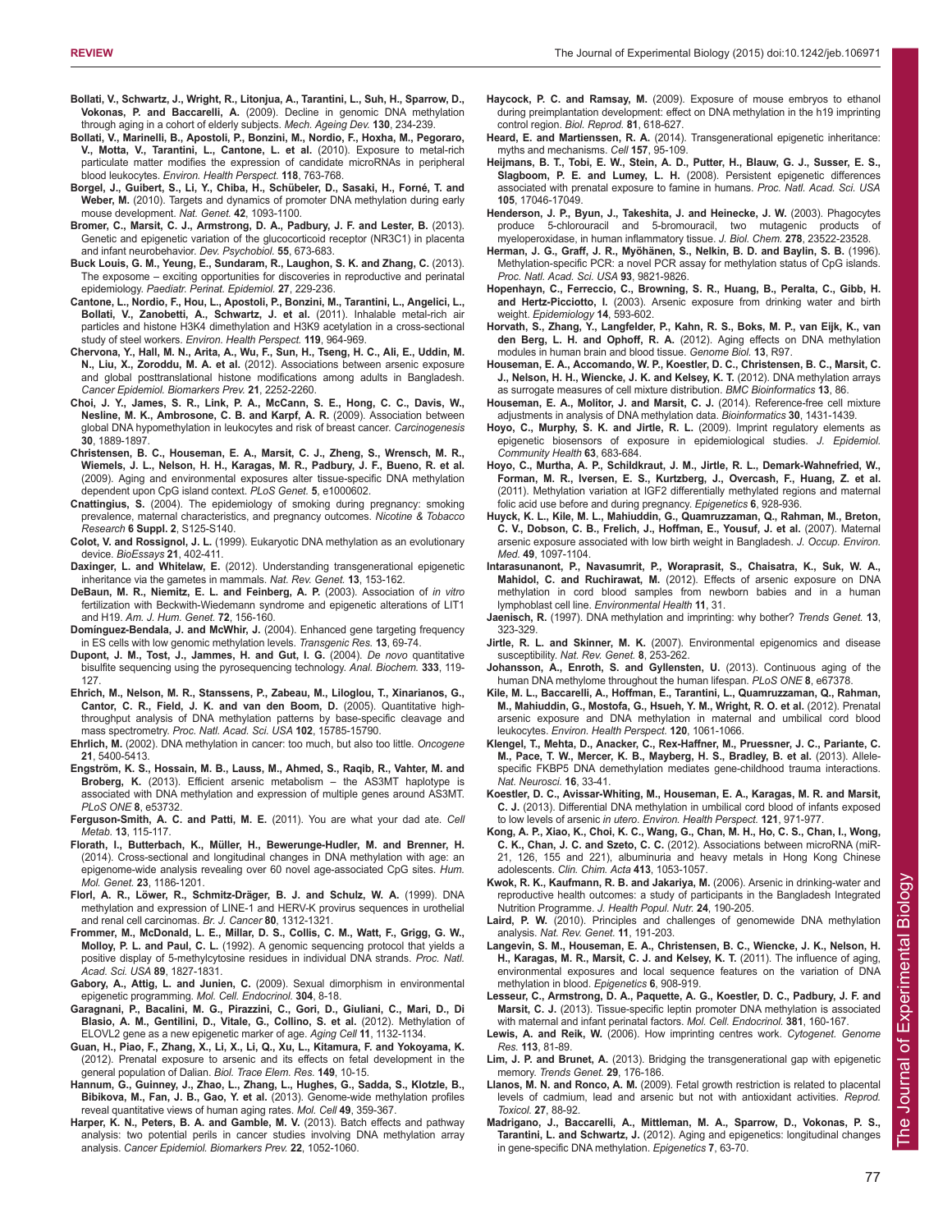**Bollati, V., Schwartz, J., Wright, R., Litonjua, A., Tarantini, L., Suh, H., Sparrow, D., Vokonas, P. and Baccarelli, A.** (2009). Decline in genomic DNA methylation through aging in a cohort of elderly subjects. *Mech. Ageing Dev.* **130**, 234-239.

**Bollati, V., Marinelli, B., Apostoli, P., Bonzini, M., Nordio, F., Hoxha, M., Pegoraro, V., Motta, V., Tarantini, L., Cantone, L. et al.** (2010). Exposure to metal-rich particulate matter modifies the expression of candidate microRNAs in peripheral blood leukocytes. *Environ. Health Perspect.* **118**, 763-768.

**Borgel, J., Guibert, S., Li, Y., Chiba, H., Schübeler, D., Sasaki, H., Forné, T. and Weber, M.** (2010). Targets and dynamics of promoter DNA methylation during early mouse development. *Nat. Genet.* **42**, 1093-1100.

**Bromer, C., Marsit, C. J., Armstrong, D. A., Padbury, J. F. and Lester, B.** (2013). Genetic and epigenetic variation of the glucocorticoid receptor (NR3C1) in placenta and infant neurobehavior. *Dev. Psychobiol.* **55**, 673-683.

**Buck Louis, G. M., Yeung, E., Sundaram, R., Laughon, S. K. and Zhang, C.** (2013). The exposome – exciting opportunities for discoveries in reproductive and perinatal epidemiology. *Paediatr. Perinat. Epidemiol.* **27**, 229-236.

**Cantone, L., Nordio, F., Hou, L., Apostoli, P., Bonzini, M., Tarantini, L., Angelici, L., Bollati, V., Zanobetti, A., Schwartz, J. et al.** (2011). Inhalable metal-rich air particles and histone H3K4 dimethylation and H3K9 acetylation in a cross-sectional study of steel workers. *Environ. Health Perspect.* **119**, 964-969.

**Chervona, Y., Hall, M. N., Arita, A., Wu, F., Sun, H., Tseng, H. C., Ali, E., Uddin, M. N., Liu, X., Zoroddu, M. A. et al.** (2012). Associations between arsenic exposure and global posttranslational histone modifications among adults in Bangladesh. *Cancer Epidemiol. Biomarkers Prev.* **21**, 2252-2260.

**Choi, J. Y., James, S. R., Link, P. A., McCann, S. E., Hong, C. C., Davis, W., Nesline, M. K., Ambrosone, C. B. and Karpf, A. R.** (2009). Association between global DNA hypomethylation in leukocytes and risk of breast cancer. *Carcinogenesis* **30**, 1889-1897.

**Christensen, B. C., Houseman, E. A., Marsit, C. J., Zheng, S., Wrensch, M. R., Wiemels, J. L., Nelson, H. H., Karagas, M. R., Padbury, J. F., Bueno, R. et al.** (2009). Aging and environmental exposures alter tissue-specific DNA methylation dependent upon CpG island context. *PLoS Genet.* **5**, e1000602.

**Cnattingius, S.** (2004). The epidemiology of smoking during pregnancy: smoking prevalence, maternal characteristics, and pregnancy outcomes. *Nicotine & Tobacco Research* **6 Suppl. 2**, S125-S140.

**Colot, V. and Rossignol, J. L.** (1999). Eukaryotic DNA methylation as an evolutionary device. *BioEssays* **21**, 402-411.

**Daxinger, L. and Whitelaw, E.** (2012). Understanding transgenerational epigenetic inheritance via the gametes in mammals. *Nat. Rev. Genet.* **13**, 153-162.

**DeBaun, M. R., Niemitz, E. L. and Feinberg, A. P.** (2003). Association of *in vitro* fertilization with Beckwith-Wiedemann syndrome and epigenetic alterations of LIT1 and H19. *Am. J. Hum. Genet.* **72**, 156-160.

**Domínguez-Bendala, J. and McWhir, J.** (2004). Enhanced gene targeting frequency in ES cells with low genomic methylation levels. *Transgenic Res.* **13**, 69-74.

**Dupont, J. M., Tost, J., Jammes, H. and Gut, I. G.** (2004). *De novo* quantitative bisulfite sequencing using the pyrosequencing technology. *Anal. Biochem.* **333**, 119-127.

**Ehrich, M., Nelson, M. R., Stanssens, P., Zabeau, M., Liloglou, T., Xinarianos, G., Cantor, C. R., Field, J. K. and van den Boom, D.** (2005). Quantitative high-throughput analysis of DNA methylation patterns by base-specific cleavage and mass spectrometry. *Proc. Natl. Acad. Sci. USA* **102**, 15785-15790.

**Ehrlich, M.** (2002). DNA methylation in cancer: too much, but also too little. *Oncogene* **21**, 5400-5413.

**Engström, K. S., Hossain, M. B., Lauss, M., Ahmed, S., Raqib, R., Vahter, M. and Broberg, K.** (2013). Efficient arsenic metabolism – the AS3MT haplotype is associated with DNA methylation and expression of multiple genes around AS3MT. *PLoS ONE* **8**, e53732.

**Ferguson-Smith, A. C. and Patti, M. E.** (2011). You are what your dad ate. *Cell Metab.* **13**, 115-117.

**Florath, I., Butterbach, K., Müller, H., Bewerunge-Hudler, M. and Brenner, H.** (2014). Cross-sectional and longitudinal changes in DNA methylation with age: an epigenome-wide analysis revealing over 60 novel age-associated CpG sites. *Hum. Mol. Genet.* **23**, 1186-1201.

**Florl, A. R., Löwer, R., Schmitz-Dräger, B. J. and Schulz, W. A.** (1999). DNA methylation and expression of LINE-1 and HERV-K provirus sequences in urothelial and renal cell carcinomas. *Br. J. Cancer* **80**, 1312-1321.

**Frommer, M., McDonald, L. E., Millar, D. S., Collis, C. M., Watt, F., Grigg, G. W., Molloy, P. L. and Paul, C. L.** (1992). A genomic sequencing protocol that yields a positive display of 5-methylcytosine residues in individual DNA strands. *Proc. Natl. Acad. Sci. USA* **89**, 1827-1831.

**Gabory, A., Attig, L. and Junien, C.** (2009). Sexual dimorphism in environmental epigenetic programming. *Mol. Cell. Endocrinol.* **304**, 8-18.

**Garagnani, P., Bacalini, M. G., Pirazzini, C., Gori, D., Giuliani, C., Mari, D., Di Blasio, A. M., Gentilini, D., Vitale, G., Collino, S. et al.** (2012). Methylation of ELOVL2 gene as a new epigenetic marker of age. *Aging Cell* **11**, 1132-1134.

**Guan, H., Piao, F., Zhang, X., Li, X., Li, Q., Xu, L., Kitamura, F. and Yokoyama, K.** (2012). Prenatal exposure to arsenic and its effects on fetal development in the general population of Dalian. *Biol. Trace Elem. Res.* **149**, 10-15.

**Hannum, G., Guinney, J., Zhao, L., Zhang, L., Hughes, G., Sadda, S., Klotzle, B., Bibikova, M., Fan, J. B., Gao, Y. et al.** (2013). Genome-wide methylation profiles reveal quantitative views of human aging rates. *Mol. Cell* **49**, 359-367.

**Harper, K. N., Peters, B. A. and Gamble, M. V.** (2013). Batch effects and pathway analysis: two potential perils in cancer studies involving DNA methylation array analysis. *Cancer Epidemiol. Biomarkers Prev.* **22**, 1052-1060.

**Haycock, P. C. and Ramsay, M.** (2009). Exposure of mouse embryos to ethanol during preimplantation development: effect on DNA methylation in the h19 imprinting control region. *Biol. Reprod.* **81**, 618-627.

**Heard, E. and Martienssen, R. A.** (2014). Transgenerational epigenetic inheritance: myths and mechanisms. *Cell* **157**, 95-109.

**Heijmans, B. T., Tobi, E. W., Stein, A. D., Putter, H., Blauw, G. J., Susser, E. S., Slagboom, P. E. and Lumey, L. H.** (2008). Persistent epigenetic differences associated with prenatal exposure to famine in humans. *Proc. Natl. Acad. Sci. USA* **105**, 17046-17049.

**Henderson, J. P., Byun, J., Takeshita, J. and Heinecke, J. W.** (2003). Phagocytes produce 5-chlorouracil and 5-bromouracil, two mutagenic products of myeloperoxidase, in human inflammatory tissue. *J. Biol. Chem.* **278**, 23522-23528.

**Herman, J. G., Graff, J. R., Myöhänen, S., Nelkin, B. D. and Baylin, S. B.** (1996). Methylation-specific PCR: a novel PCR assay for methylation status of CpG islands. *Proc. Natl. Acad. Sci. USA* **93**, 9821-9826.

**Hopenhayn, C., Ferreccio, C., Browning, S. R., Huang, B., Peralta, C., Gibb, H. and Hertz-Picciotto, I.** (2003). Arsenic exposure from drinking water and birth weight. *Epidemiology* **14**, 593-602.

**Horvath, S., Zhang, Y., Langfelder, P., Kahn, R. S., Boks, M. P., van Eijk, K., van den Berg, L. H. and Ophoff, R. A.** (2012). Aging effects on DNA methylation modules in human brain and blood tissue. *Genome Biol.* **13**, R97.

**Houseman, E. A., Accomando, W. P., Koestler, D. C., Christensen, B. C., Marsit, C. J., Nelson, H. H., Wiencke, J. K. and Kelsey, K. T.** (2012). DNA methylation arrays as surrogate measures of cell mixture distribution. *BMC Bioinformatics* **13**, 86.

**Houseman, E. A., Molitor, J. and Marsit, C. J.** (2014). Reference-free cell mixture adjustments in analysis of DNA methylation data. *Bioinformatics* **30**, 1431-1439.

**Hoyo, C., Murphy, S. K. and Jirtle, R. L.** (2009). Imprint regulatory elements as epigenetic biosensors of exposure in epidemiological studies. *J. Epidemiol. Community Health* **63**, 683-684.

**Hoyo, C., Murtha, A. P., Schildkraut, J. M., Jirtle, R. L., Demark-Wahnefried, W., Forman, M. R., Iversen, E. S., Kurtzberg, J., Overcash, F., Huang, Z. et al.** (2011). Methylation variation at IGF2 differentially methylated regions and maternal folic acid use before and during pregnancy. *Epigenetics* **6**, 928-936.

**Huyck, K. L., Kile, M. L., Mahiuddin, G., Quamruzzaman, Q., Rahman, M., Breton, C. V., Dobson, C. B., Frelich, J., Hoffman, E., Yousuf, J. et al.** (2007). Maternal arsenic exposure associated with low birth weight in Bangladesh. *J. Occup. Environ. Med.* **49**, 1097-1104.

**Intarasunanont, P., Navasumrit, P., Waraprasit, S., Chaisatra, K., Suk, W. A., Mahidol, C. and Ruchirawat, M.** (2012). Effects of arsenic exposure on DNA methylation in cord blood samples from newborn babies and in a human lymphoblast cell line. *Environmental Health* **11**, 31.

**Jaenisch, R.** (1997). DNA methylation and imprinting: why bother? *Trends Genet.* **13**, 323-329.

**Jirtle, R. L. and Skinner, M. K.** (2007). Environmental epigenomics and disease susceptibility. *Nat. Rev. Genet.* **8**, 253-262.

**Johansson, A., Enroth, S. and Gyllensten, U.** (2013). Continuous aging of the human DNA methylome throughout the human lifespan. *PLoS ONE* **8**, e67378.

**Kile, M. L., Baccarelli, A., Hoffman, E., Tarantini, L., Quamruzzaman, Q., Rahman, M., Mahiuddin, G., Mostofa, G., Hsueh, Y. M., Wright, R. O. et al.** (2012). Prenatal arsenic exposure and DNA methylation in maternal and umbilical cord blood leukocytes. *Environ. Health Perspect.* **120**, 1061-1066.

**Klengel, T., Mehta, D., Anacker, C., Rex-Haffner, M., Pruessner, J. C., Pariante, C. M., Pace, T. W., Mercer, K. B., Mayberg, H. S., Bradley, B. et al.** (2013). Allele-specific FKBP5 DNA demethylation mediates gene-childhood trauma interactions. *Nat. Neurosci.* **16**, 33-41.

**Koestler, D. C., Avissar-Whiting, M., Houseman, E. A., Karagas, M. R. and Marsit, C. J.** (2013). Differential DNA methylation in umbilical cord blood of infants exposed to low levels of arsenic *in utero*. *Environ. Health Perspect.* **121**, 971-977.

**Kong, A. P., Xiao, K., Choi, K. C., Wang, G., Chan, M. H., Ho, C. S., Chan, I., Wong, C. K., Chan, J. C. and Szeto, C. C.** (2012). Associations between microRNA (miR-21, 126, 155 and 221), albuminuria and heavy metals in Hong Kong Chinese adolescents. *Clin. Chim. Acta* **413**, 1053-1057.

**Kwok, R. K., Kaufmann, R. B. and Jakariya, M.** (2006). Arsenic in drinking-water and reproductive health outcomes: a study of participants in the Bangladesh Integrated Nutrition Programme. *J. Health Popul. Nutr.* **24**, 190-205.

**Laird, P. W.** (2010). Principles and challenges of genomewide DNA methylation analysis. *Nat. Rev. Genet.* **11**, 191-203.

**Langevin, S. M., Houseman, E. A., Christensen, B. C., Wiencke, J. K., Nelson, H. H., Karagas, M. R., Marsit, C. J. and Kelsey, K. T.** (2011). The influence of aging, environmental exposures and local sequence features on the variation of DNA methylation in blood. *Epigenetics* **6**, 908-919.

**Lesseur, C., Armstrong, D. A., Paquette, A. G., Koestler, D. C., Padbury, J. F. and Marsit, C. J.** (2013). Tissue-specific leptin promoter DNA methylation is associated with maternal and infant perinatal factors. *Mol. Cell. Endocrinol.* **381**, 160-167.

**Lewis, A. and Reik, W.** (2006). How imprinting centres work. *Cytogenet. Genome Res.* **113**, 81-89.

**Lim, J. P. and Brunet, A.** (2013). Bridging the transgenerational gap with epigenetic memory. *Trends Genet.* **29**, 176-186.

**Llanos, M. N. and Ronco, A. M.** (2009). Fetal growth restriction is related to placental levels of cadmium, lead and arsenic but not with antioxidant activities. *Reprod. Toxicol.* **27**, 88-92.

**Madrigano, J., Baccarelli, A., Mittleman, M. A., Sparrow, D., Vokonas, P. S., Tarantini, L. and Schwartz, J.** (2012). Aging and epigenetics: longitudinal changes in gene-specific DNA methylation. *Epigenetics* **7**, 63-70.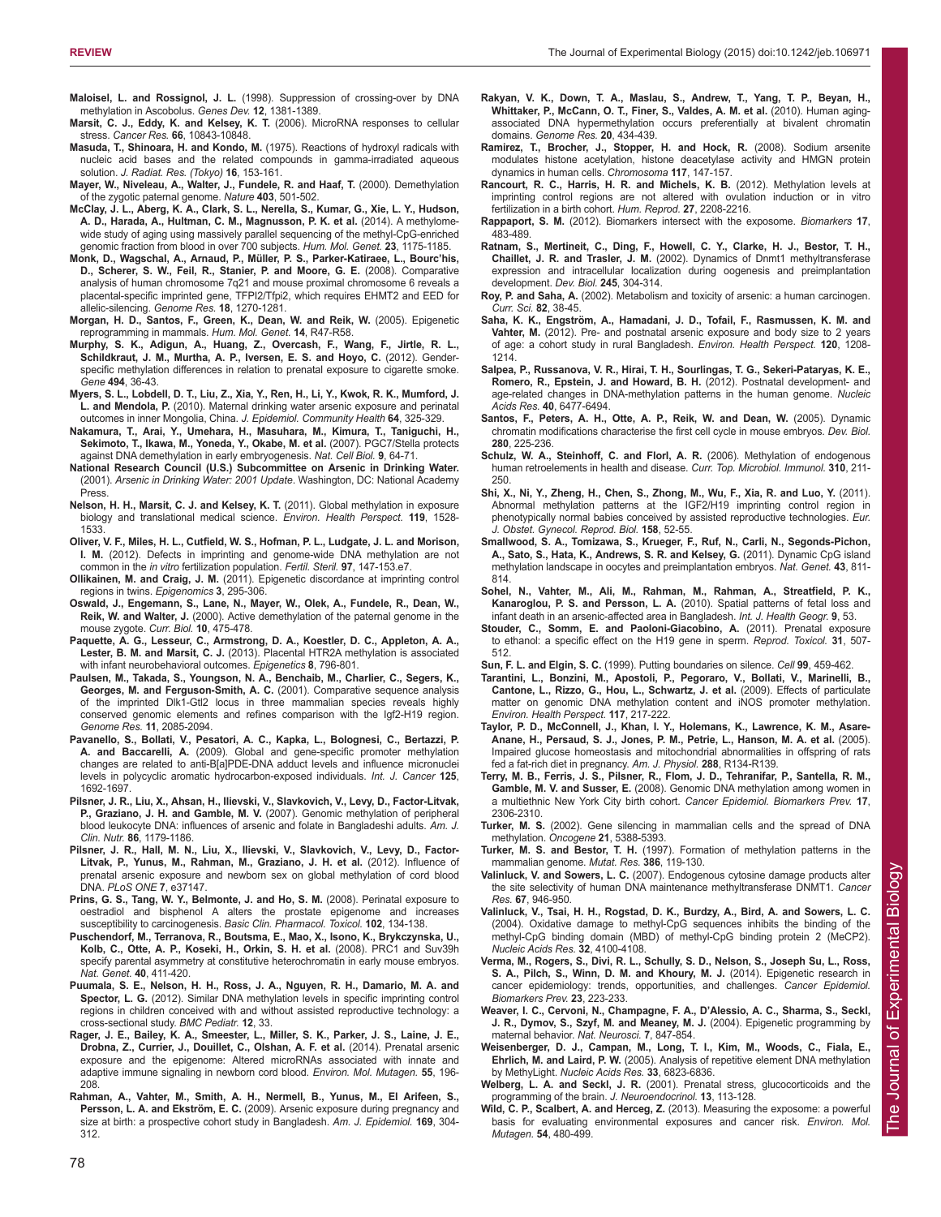**Maloisel, L. and Rossignol, J. L.** (1998). Suppression of crossing-over by DNA methylation in Ascobolus. *Genes Dev.* **12**, 1381-1389.

**Marsit, C. J., Eddy, K. and Kelsey, K. T.** (2006). MicroRNA responses to cellular stress. *Cancer Res.* **66**, 10843-10848.

**Masuda, T., Shinoara, H. and Kondo, M.** (1975). Reactions of hydroxyl radicals with nucleic acid bases and the related compounds in gamma-irradiated aqueous solution. *J. Radiat. Res. (Tokyo)* **16**, 153-161.

**Mayer, W., Niveleau, A., Walter, J., Fundele, R. and Haaf, T.** (2000). Demethylation of the zygotic paternal genome. *Nature* **403**, 501-502.

**McClay, J. L., Aberg, K. A., Clark, S. L., Nerella, S., Kumar, G., Xie, L. Y., Hudson, A. D., Harada, A., Hultman, C. M., Magnusson, P. K. et al.** (2014). A methylome-wide study of aging using massively parallel sequencing of the methyl-CpG-enriched genomic fraction from blood in over 700 subjects. *Hum. Mol. Genet.* **23**, 1175-1185.

**Monk, D., Wagschal, A., Arnaud, P., Müller, P. S., Parker-Katiraee, L., Bourc'his, D., Scherer, S. W., Feil, R., Stanier, P. and Moore, G. E.** (2008). Comparative analysis of human chromosome 7q21 and mouse proximal chromosome 6 reveals a placental-specific imprinted gene, TFPI2/Tfpi2, which requires EHMT2 and EED for allelic-silencing. *Genome Res.* **18**, 1270-1281.

**Morgan, H. D., Santos, F., Green, K., Dean, W. and Reik, W.** (2005). Epigenetic reprogramming in mammals. *Hum. Mol. Genet.* **14**, R47-R58.

**Murphy, S. K., Adigun, A., Huang, Z., Overcash, F., Wang, F., Jirtle, R. L., Schildkraut, J. M., Murtha, A. P., Iversen, E. S. and Hoyo, C.** (2012). Gender-specific methylation differences in relation to prenatal exposure to cigarette smoke. *Gene* **494**, 36-43.

**Myers, S. L., Lobdell, D. T., Liu, Z., Xia, Y., Ren, H., Li, Y., Kwok, R. K., Mumford, J. L. and Mendola, P.** (2010). Maternal drinking water arsenic exposure and perinatal outcomes in inner Mongolia, China. *J. Epidemiol. Community Health* **64**, 325-329.

**Nakamura, T., Arai, Y., Umehara, H., Masuhara, M., Kimura, T., Taniguchi, H., Sekimoto, T., Ikawa, M., Yoneda, Y., Okabe, M. et al.** (2007). PGC7/Stella protects against DNA demethylation in early embryogenesis. *Nat. Cell Biol.* **9**, 64-71.

**National Research Council (U.S.) Subcommittee on Arsenic in Drinking Water.** (2001). *Arsenic in Drinking Water: 2001 Update*. Washington, DC: National Academy Press.

**Nelson, H. H., Marsit, C. J. and Kelsey, K. T.** (2011). Global methylation in exposure biology and translational medical science. *Environ. Health Perspect.* **119**, 1528-1533.

**Oliver, V. F., Miles, H. L., Cutfield, W. S., Hofman, P. L., Ludgate, J. L. and Morison, I. M.** (2012). Defects in imprinting and genome-wide DNA methylation are not common in the *in vitro* fertilization population. *Fertil. Steril.* **97**, 147-153.e7.

**Ollikainen, M. and Craig, J. M.** (2011). Epigenetic discordance at imprinting control regions in twins. *Epigenomics* **3**, 295-306.

**Oswald, J., Engemann, S., Lane, N., Mayer, W., Olek, A., Fundele, R., Dean, W., Reik, W. and Walter, J.** (2000). Active demethylation of the paternal genome in the mouse zygote. *Curr. Biol.* **10**, 475-478.

**Paquette, A. G., Lesseur, C., Armstrong, D. A., Koestler, D. C., Appleton, A. A., Lester, B. M. and Marsit, C. J.** (2013). Placental HTR2A methylation is associated with infant neurobehavioral outcomes. *Epigenetics* **8**, 796-801.

**Paulsen, M., Takada, S., Youngson, N. A., Benchaib, M., Charlier, C., Segers, K., Georges, M. and Ferguson-Smith, A. C.** (2001). Comparative sequence analysis of the imprinted Dlk1-Gtl2 locus in three mammalian species reveals highly conserved genomic elements and refines comparison with the Igf2-H19 region. *Genome Res.* **11**, 2085-2094.

**Pavanello, S., Bollati, V., Pesatori, A. C., Kapka, L., Bolognesi, C., Bertazzi, P. A. and Baccarelli, A.** (2009). Global and gene-specific promoter methylation changes are related to anti-B[a]PDE-DNA adduct levels and influence micronuclei levels in polycyclic aromatic hydrocarbon-exposed individuals. *Int. J. Cancer* **125**, 1692-1697.

**Pilsner, J. R., Liu, X., Ahsan, H., Ilievski, V., Slavkovich, V., Levy, D., Factor-Litvak, P., Graziano, J. H. and Gamble, M. V.** (2007). Genomic methylation of peripheral blood leukocyte DNA: influences of arsenic and folate in Bangladeshi adults. *Am. J. Clin. Nutr.* **86**, 1179-1186.

**Pilsner, J. R., Hall, M. N., Liu, X., Ilievski, V., Slavkovich, V., Levy, D., Factor-Litvak, P., Yunus, M., Rahman, M., Graziano, J. H. et al.** (2012). Influence of prenatal arsenic exposure and newborn sex on global methylation of cord blood DNA. *PLoS ONE* **7**, e37147.

**Prins, G. S., Tang, W. Y., Belmonte, J. and Ho, S. M.** (2008). Perinatal exposure to oestradiol and bisphenol A alters the prostate epigenome and increases susceptibility to carcinogenesis. *Basic Clin. Pharmacol. Toxicol.* **102**, 134-138.

**Puschendorf, M., Terranova, R., Boutsma, E., Mao, X., Isono, K., Brykczynska, U., Kolb, C., Otte, A. P., Koseki, H., Orkin, S. H. et al.** (2008). PRC1 and Suv39h specify parental asymmetry at constitutive heterochromatin in early mouse embryos. *Nat. Genet.* **40**, 411-420.

**Puumala, S. E., Nelson, H. H., Ross, J. A., Nguyen, R. H., Damario, M. A. and Spector, L. G.** (2012). Similar DNA methylation levels in specific imprinting control regions in children conceived with and without assisted reproductive technology: a cross-sectional study. *BMC Pediatr.* **12**, 33.

**Rager, J. E., Bailey, K. A., Smeester, L., Miller, S. K., Parker, J. S., Laine, J. E., Drobna, Z., Currier, J., Douillet, C., Olshan, A. F. et al.** (2014). Prenatal arsenic exposure and the epigenome: Altered microRNAs associated with innate and adaptive immune signaling in newborn cord blood. *Environ. Mol. Mutagen.* **55**, 196-208.

**Rahman, A., Vahter, M., Smith, A. H., Nermell, B., Yunus, M., El Arifeen, S., Persson, L. A. and Ekström, E. C.** (2009). Arsenic exposure during pregnancy and size at birth: a prospective cohort study in Bangladesh. *Am. J. Epidemiol.* **169**, 304-312.

**Rakyan, V. K., Down, T. A., Maslau, S., Andrew, T., Yang, T. P., Beyan, H., Whittaker, P., McCann, O. T., Finer, S., Valdes, A. M. et al.** (2010). Human aging-associated DNA hypermethylation occurs preferentially at bivalent chromatin domains. *Genome Res.* **20**, 434-439.

**Ramirez, T., Brocher, J., Stopper, H. and Hock, R.** (2008). Sodium arsenite modulates histone acetylation, histone deacetylase activity and HMGN protein dynamics in human cells. *Chromosoma* **117**, 147-157.

**Rancourt, R. C., Harris, H. R. and Michels, K. B.** (2012). Methylation levels at imprinting control regions are not altered with ovulation induction or in vitro fertilization in a birth cohort. *Hum. Reprod.* **27**, 2208-2216.

**Rappaport, S. M.** (2012). Biomarkers intersect with the exposome. *Biomarkers* **17**, 483-489.

**Ratnam, S., Mertineit, C., Ding, F., Howell, C. Y., Clarke, H. J., Bestor, T. H., Chaillet, J. R. and Trasler, J. M.** (2002). Dynamics of Dnmt1 methyltransferase expression and intracellular localization during oogenesis and preimplantation development. *Dev. Biol.* **245**, 304-314.

**Roy, P. and Saha, A.** (2002). Metabolism and toxicity of arsenic: a human carcinogen. *Curr. Sci.* **82**, 38-45.

**Saha, K. K., Engström, A., Hamadani, J. D., Tofail, F., Rasmussen, K. M. and Vahter, M.** (2012). Pre- and postnatal arsenic exposure and body size to 2 years of age: a cohort study in rural Bangladesh. *Environ. Health Perspect.* **120**, 1208-1214.

**Salpea, P., Russanova, V. R., Hirai, T. H., Sourlingas, T. G., Sekeri-Pataryas, K. E., Romero, R., Epstein, J. and Howard, B. H.** (2012). Postnatal development- and age-related changes in DNA-methylation patterns in the human genome. *Nucleic Acids Res.* **40**, 6477-6494.

**Santos, F., Peters, A. H., Otte, A. P., Reik, W. and Dean, W.** (2005). Dynamic chromatin modifications characterise the first cell cycle in mouse embryos. *Dev. Biol.* **280**, 225-236.

**Schulz, W. A., Steinhoff, C. and Florl, A. R.** (2006). Methylation of endogenous human retroelements in health and disease. *Curr. Top. Microbiol. Immunol.* **310**, 211-250.

**Shi, X., Ni, Y., Zheng, H., Chen, S., Zhong, M., Wu, F., Xia, R. and Luo, Y.** (2011). Abnormal methylation patterns at the IGF2/H19 imprinting control region in phenotypically normal babies conceived by assisted reproductive technologies. *Eur. J. Obstet. Gynecol. Reprod. Biol.* **158**, 52-55.

**Smallwood, S. A., Tomizawa, S., Krueger, F., Ruf, N., Carli, N., Segonds-Pichon, A., Sato, S., Hata, K., Andrews, S. R. and Kelsey, G.** (2011). Dynamic CpG island methylation landscape in oocytes and preimplantation embryos. *Nat. Genet.* **43**, 811-814.

**Sohel, N., Vahter, M., Ali, M., Rahman, M., Rahman, A., Streatfield, P. K., Kanaroglou, P. S. and Persson, L. A.** (2010). Spatial patterns of fetal loss and infant death in an arsenic-affected area in Bangladesh. *Int. J. Health Geogr.* **9**, 53.

**Stouder, C., Somm, E. and Paoloni-Giacobino, A.** (2011). Prenatal exposure to ethanol: a specific effect on the H19 gene in sperm. *Reprod. Toxicol.* **31**, 507-512.

**Sun, F. L. and Elgin, S. C.** (1999). Putting boundaries on silence. *Cell* **99**, 459-462.

**Tarantini, L., Bonzini, M., Apostoli, P., Pegoraro, V., Bollati, V., Marinelli, B., Cantone, L., Rizzo, G., Hou, L., Schwartz, J. et al.** (2009). Effects of particulate matter on genomic DNA methylation content and iNOS promoter methylation. *Environ. Health Perspect.* **117**, 217-222.

**Taylor, P. D., McConnell, J., Khan, I. Y., Holemans, K., Lawrence, K. M., Asare-Anane, H., Persaud, S. J., Jones, P. M., Petrie, L., Hanson, M. A. et al.** (2005). Impaired glucose homeostasis and mitochondrial abnormalities in offspring of rats fed a fat-rich diet in pregnancy. *Am. J. Physiol.* **288**, R134-R139.

**Terry, M. B., Ferris, J. S., Pilsner, R., Flom, J. D., Tehranifar, P., Santella, R. M., Gamble, M. V. and Susser, E.** (2008). Genomic DNA methylation among women in a multiethnic New York City birth cohort. *Cancer Epidemiol. Biomarkers Prev.* **17**, 2306-2310.

**Turker, M. S.** (2002). Gene silencing in mammalian cells and the spread of DNA methylation. *Oncogene* **21**, 5388-5393.

**Turker, M. S. and Bestor, T. H.** (1997). Formation of methylation patterns in the mammalian genome. *Mutat. Res.* **386**, 119-130.

**Valinluck, V. and Sowers, L. C.** (2007). Endogenous cytosine damage products alter the site selectivity of human DNA maintenance methyltransferase DNMT1. *Cancer Res.* **67**, 946-950.

**Valinluck, V., Tsai, H. H., Rogstad, D. K., Burdzy, A., Bird, A. and Sowers, L. C.** (2004). Oxidative damage to methyl-CpG sequences inhibits the binding of the methyl-CpG binding domain (MBD) of methyl-CpG binding protein 2 (MeCP2). *Nucleic Acids Res.* **32**, 4100-4108.

**Verma, M., Rogers, S., Divi, R. L., Schully, S. D., Nelson, S., Joseph Su, L., Ross, S. A., Pilch, S., Winn, D. M. and Khoury, M. J.** (2014). Epigenetic research in cancer epidemiology: trends, opportunities, and challenges. *Cancer Epidemiol. Biomarkers Prev.* **23**, 223-233.

**Weaver, I. C., Cervoni, N., Champagne, F. A., D'Alessio, A. C., Sharma, S., Seckl, J. R., Dymov, S., Szyf, M. and Meaney, M. J.** (2004). Epigenetic programming by maternal behavior. *Nat. Neurosci.* **7**, 847-854.

**Weisenberger, D. J., Campan, M., Long, T. I., Kim, M., Woods, C., Fiala, E., Ehrlich, M. and Laird, P. W.** (2005). Analysis of repetitive element DNA methylation by MethyLight. *Nucleic Acids Res.* **33**, 6823-6836.

**Welberg, L. A. and Seckl, J. R.** (2001). Prenatal stress, glucocorticoids and the programming of the brain. *J. Neuroendocrinol.* **13**, 113-128.

**Wild, C. P., Scalbert, A. and Herceg, Z.** (2013). Measuring the exposome: a powerful basis for evaluating environmental exposures and cancer risk. *Environ. Mol. Mutagen.* **54**, 480-499.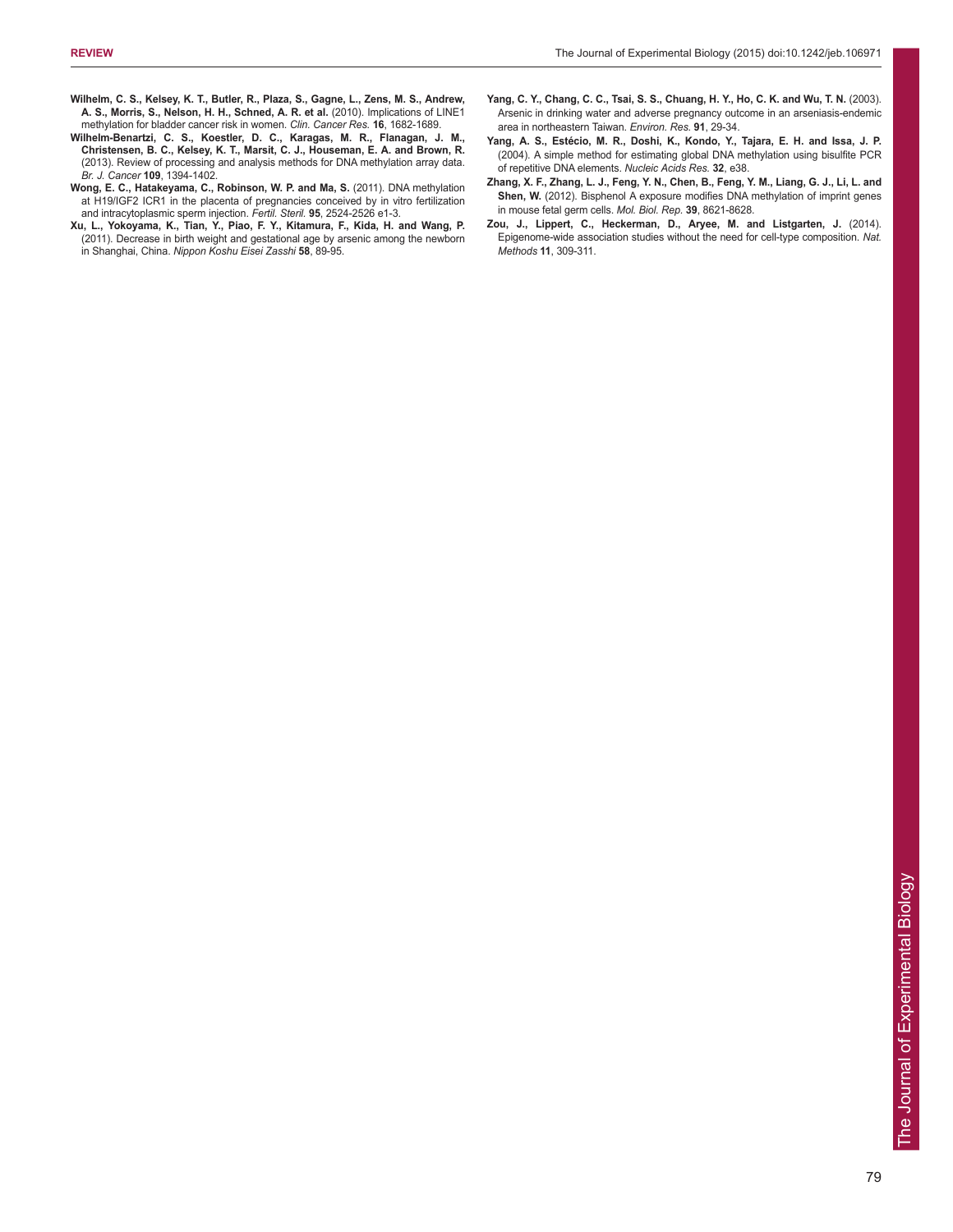**Wilhelm, C. S., Kelsey, K. T., Butler, R., Plaza, S., Gagne, L., Zens, M. S., Andrew, A. S., Morris, S., Nelson, H. H., Schned, A. R. et al.** (2010). Implications of LINE1 methylation for bladder cancer risk in women. *Clin. Cancer Res.* **16**, 1682-1689.

**Wilhelm-Benartzi, C. S., Koestler, D. C., Karagas, M. R., Flanagan, J. M., Christensen, B. C., Kelsey, K. T., Marsit, C. J., Houseman, E. A. and Brown, R.** (2013). Review of processing and analysis methods for DNA methylation array data. *Br. J. Cancer* **109**, 1394-1402.

**Wong, E. C., Hatakeyama, C., Robinson, W. P. and Ma, S.** (2011). DNA methylation at H19/IGF2 ICR1 in the placenta of pregnancies conceived by in vitro fertilization and intracytoplasmic sperm injection. *Fertil. Steril.* **95**, 2524-2526 e1-3.

**Xu, L., Yokoyama, K., Tian, Y., Piao, F. Y., Kitamura, F., Kida, H. and Wang, P.** (2011). Decrease in birth weight and gestational age by arsenic among the newborn in Shanghai, China. *Nippon Koshu Eisei Zasshi* **58**, 89-95.

**Yang, C. Y., Chang, C. C., Tsai, S. S., Chuang, H. Y., Ho, C. K. and Wu, T. N.** (2003). Arsenic in drinking water and adverse pregnancy outcome in an arseniasis-endemic area in northeastern Taiwan. *Environ. Res.* **91**, 29-34.

**Yang, A. S., Estécio, M. R., Doshi, K., Kondo, Y., Tajara, E. H. and Issa, J. P.** (2004). A simple method for estimating global DNA methylation using bisulfite PCR of repetitive DNA elements. *Nucleic Acids Res.* **32**, e38.

**Zhang, X. F., Zhang, L. J., Feng, Y. N., Chen, B., Feng, Y. M., Liang, G. J., Li, L. and Shen, W.** (2012). Bisphenol A exposure modifies DNA methylation of imprint genes in mouse fetal germ cells. *Mol. Biol. Rep.* **39**, 8621-8628.

**Zou, J., Lippert, C., Heckerman, D., Aryee, M. and Listgarten, J.** (2014). Epigenome-wide association studies without the need for cell-type composition. *Nat. Methods* **11**, 309-311.